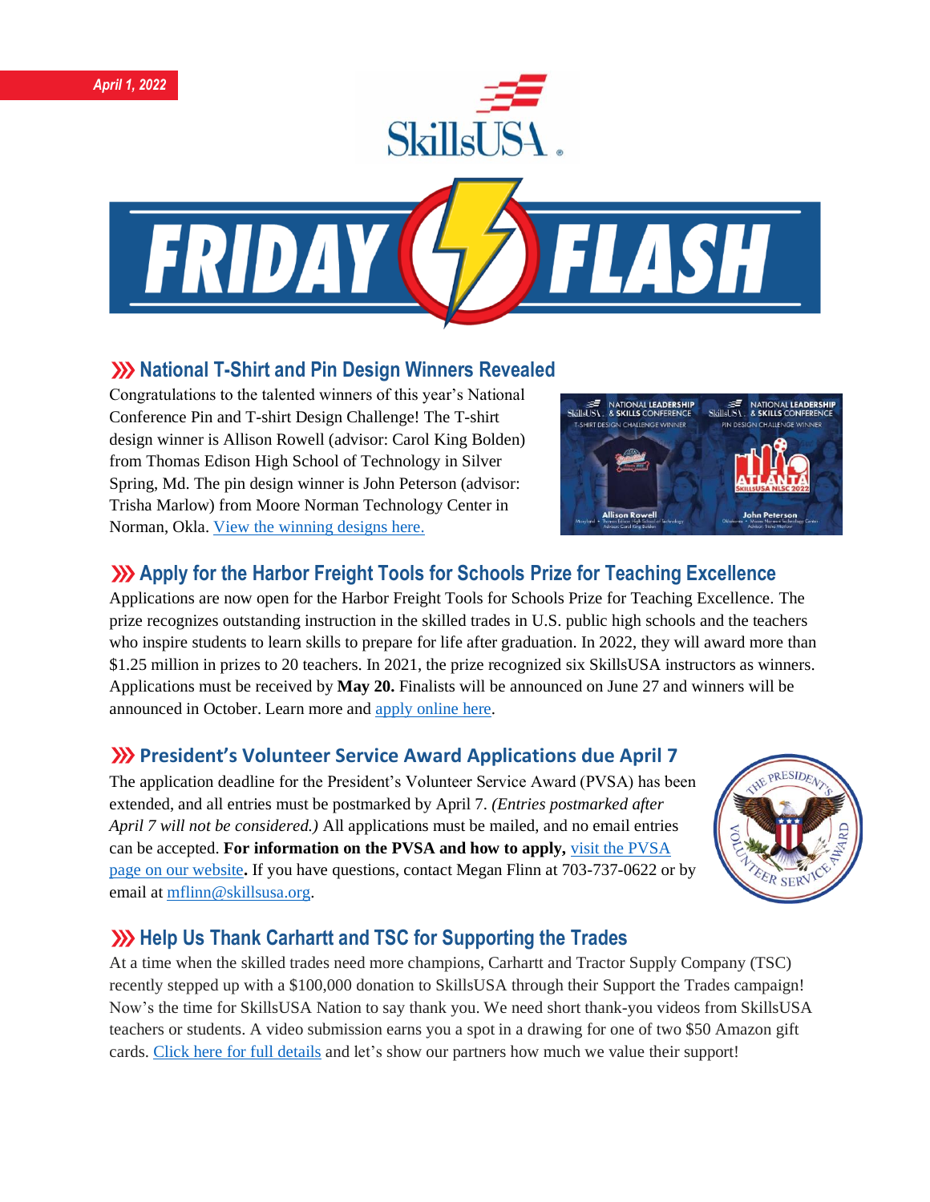*April 1, 2022*

# SkillsUSA FRIDAY FLASH

## National T-Shirt and Pin Design Winners Revealed

Congratulations to the talented winners of this year's National Conference Pin and T-shirt Design Challenge! The T-shirt design winner is Allison Rowell (advisor: Carol King Bolden) from Thomas Edison High School of Technology in Silver Spring, Md. The pin design winner is John Peterson (advisor: Trisha Marlow) from Moore Norman Technology Center in Norman, Okla. View the winning designs here.

## Apply for the Harbor Freight Tools for Schools Prize for Teaching Excellence

Applications are now open for the Harbor Freight Tools for Schools Prize for Teaching Excellence. The prize recognizes outstanding instruction in the skilled trades in U.S. public high schools and the teachers who inspire students to learn skills to prepare for life after graduation. In 2022, they will award more than $1.25 million in prizes to 20 teachers. In 2021, the prize recognized six SkillsUSA instructors as winners. Applications must be received by **May 20.** Finalists will be announced on June 27 and winners will be announced in October. Learn more and apply online here.

## President's Volunteer Service Award Applications due April 7

The application deadline for the President's Volunteer Service Award (PVSA) has been extended, and all entries must be postmarked by April 7. *(Entries postmarked after April 7 will not be considered.)* All applications must be mailed, and no email entries can be accepted. **For information on the PVSA and how to apply,** visit the PVSA page on our website**.** If you have questions, contact Megan Flinn at 703-737-0622 or by email at mflinn@skillsusa.org.

## Help Us Thank Carhartt and TSC for Supporting the Trades

At a time when the skilled trades need more champions, Carhartt and Tractor Supply Company (TSC) recently stepped up with a $100,000 donation to SkillsUSA through their Support the Trades campaign! Now's the time for SkillsUSA Nation to say thank you. We need short thank-you videos from SkillsUSA teachers or students. A video submission earns you a spot in a drawing for one of two $50 Amazon gift cards. Click here for full details and let's show our partners how much we value their support!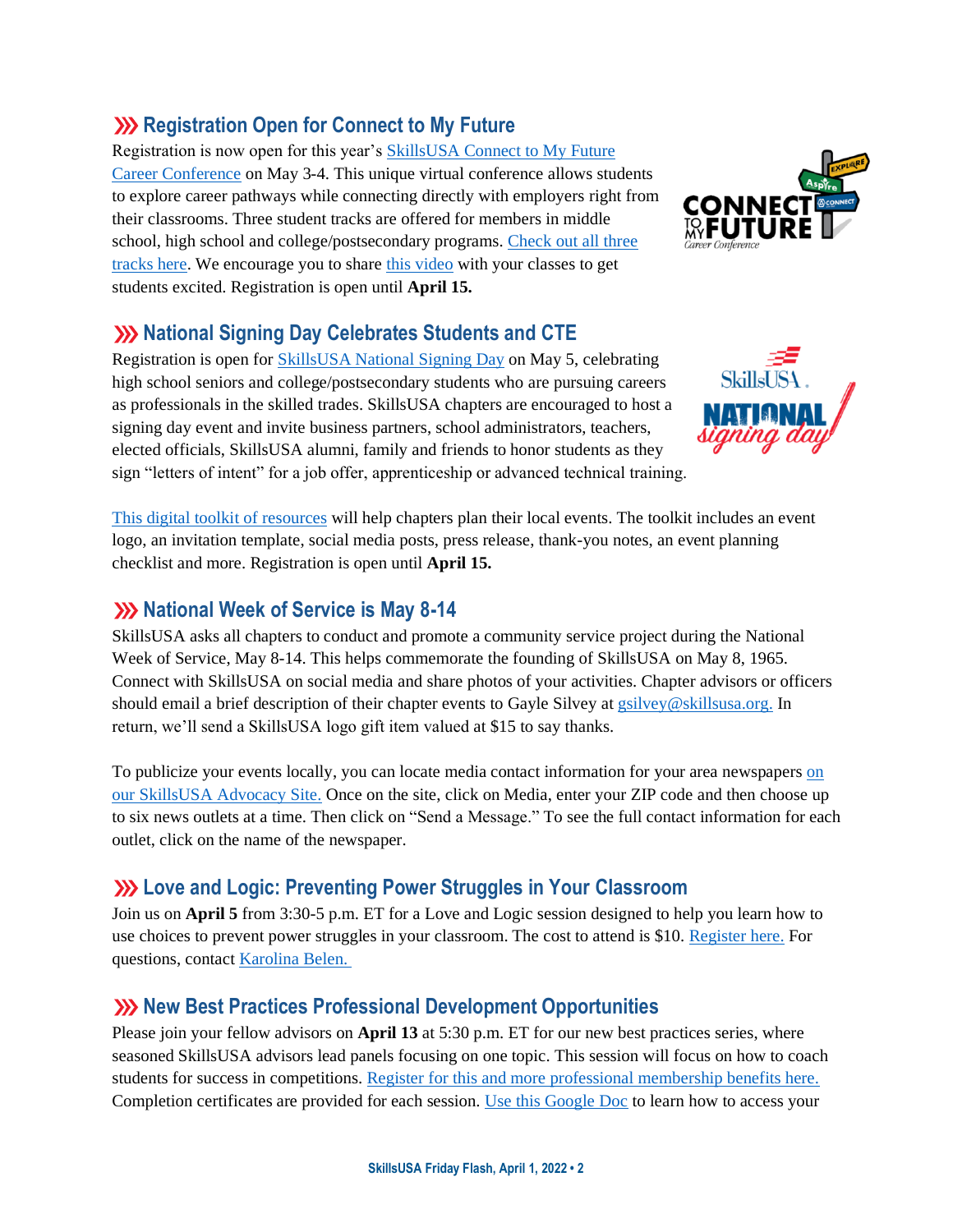## ››› Registration Open for Connect to My Future

Registration is now open for this year's SkillsUSA Connect to My Future Career Conference on May 3-4. This unique virtual conference allows students to explore career pathways while connecting directly with employers right from their classrooms. Three student tracks are offered for members in middle school, high school and college/postsecondary programs. Check out all three tracks here. We encourage you to share this video with your classes to get students excited. Registration is open until **April 15.**

## ››› National Signing Day Celebrates Students and CTE

Registration is open for SkillsUSA National Signing Day on May 5, celebrating high school seniors and college/postsecondary students who are pursuing careers as professionals in the skilled trades. SkillsUSA chapters are encouraged to host a signing day event and invite business partners, school administrators, teachers, elected officials, SkillsUSA alumni, family and friends to honor students as they sign "letters of intent" for a job offer, apprenticeship or advanced technical training.

This digital toolkit of resources will help chapters plan their local events. The toolkit includes an event logo, an invitation template, social media posts, press release, thank-you notes, an event planning checklist and more. Registration is open until **April 15.**

## ››› National Week of Service is May 8-14

SkillsUSA asks all chapters to conduct and promote a community service project during the National Week of Service, May 8-14. This helps commemorate the founding of SkillsUSA on May 8, 1965. Connect with SkillsUSA on social media and share photos of your activities. Chapter advisors or officers should email a brief description of their chapter events to Gayle Silvey at gsilvey@skillsusa.org. In return, we'll send a SkillsUSA logo gift item valued at $15 to say thanks.

To publicize your events locally, you can locate media contact information for your area newspapers on our SkillsUSA Advocacy Site. Once on the site, click on Media, enter your ZIP code and then choose up to six news outlets at a time. Then click on "Send a Message." To see the full contact information for each outlet, click on the name of the newspaper.

## ››› Love and Logic: Preventing Power Struggles in Your Classroom

Join us on **April 5** from 3:30-5 p.m. ET for a Love and Logic session designed to help you learn how to use choices to prevent power struggles in your classroom. The cost to attend is $10. Register here. For questions, contact Karolina Belen.

## ››› New Best Practices Professional Development Opportunities

Please join your fellow advisors on **April 13** at 5:30 p.m. ET for our new best practices series, where seasoned SkillsUSA advisors lead panels focusing on one topic. This session will focus on how to coach students for success in competitions. Register for this and more professional membership benefits here. Completion certificates are provided for each session. Use this Google Doc to learn how to access your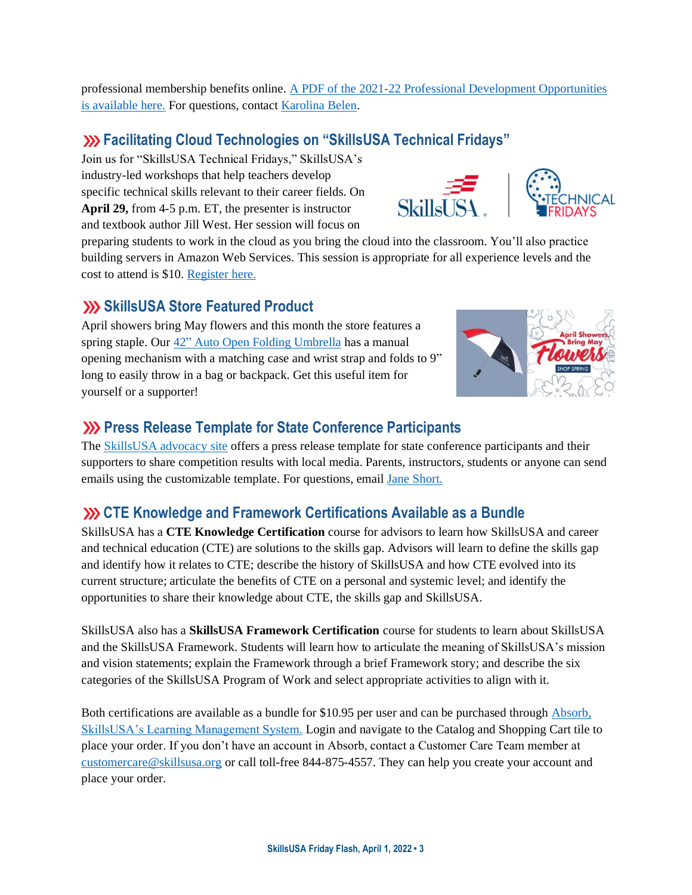professional membership benefits online. [A PDF of the 2021-22 Professional Development Opportunities is available here.] For questions, contact [Karolina Belen].

## Facilitating Cloud Technologies on "SkillsUSA Technical Fridays"

Join us for "SkillsUSA Technical Fridays," SkillsUSA's industry-led workshops that help teachers develop specific technical skills relevant to their career fields. On **April 29,** from 4-5 p.m. ET, the presenter is instructor and textbook author Jill West. Her session will focus on preparing students to work in the cloud as you bring the cloud into the classroom. You'll also practice building servers in Amazon Web Services. This session is appropriate for all experience levels and the cost to attend is $10. [Register here.]

## SkillsUSA Store Featured Product

April showers bring May flowers and this month the store features a spring staple. Our [42" Auto Open Folding Umbrella] has a manual opening mechanism with a matching case and wrist strap and folds to 9" long to easily throw in a bag or backpack. Get this useful item for yourself or a supporter!

## Press Release Template for State Conference Participants

The [SkillsUSA advocacy site] offers a press release template for state conference participants and their supporters to share competition results with local media. Parents, instructors, students or anyone can send emails using the customizable template. For questions, email [Jane Short.]

## CTE Knowledge and Framework Certifications Available as a Bundle

SkillsUSA has a **CTE Knowledge Certification** course for advisors to learn how SkillsUSA and career and technical education (CTE) are solutions to the skills gap. Advisors will learn to define the skills gap and identify how it relates to CTE; describe the history of SkillsUSA and how CTE evolved into its current structure; articulate the benefits of CTE on a personal and systemic level; and identify the opportunities to share their knowledge about CTE, the skills gap and SkillsUSA.

SkillsUSA also has a **SkillsUSA Framework Certification** course for students to learn about SkillsUSA and the SkillsUSA Framework. Students will learn how to articulate the meaning of SkillsUSA's mission and vision statements; explain the Framework through a brief Framework story; and describe the six categories of the SkillsUSA Program of Work and select appropriate activities to align with it.

Both certifications are available as a bundle for $10.95 per user and can be purchased through [Absorb, SkillsUSA's Learning Management System.] Login and navigate to the Catalog and Shopping Cart tile to place your order. If you don't have an account in Absorb, contact a Customer Care Team member at customercare@skillsusa.org or call toll-free 844-875-4557. They can help you create your account and place your order.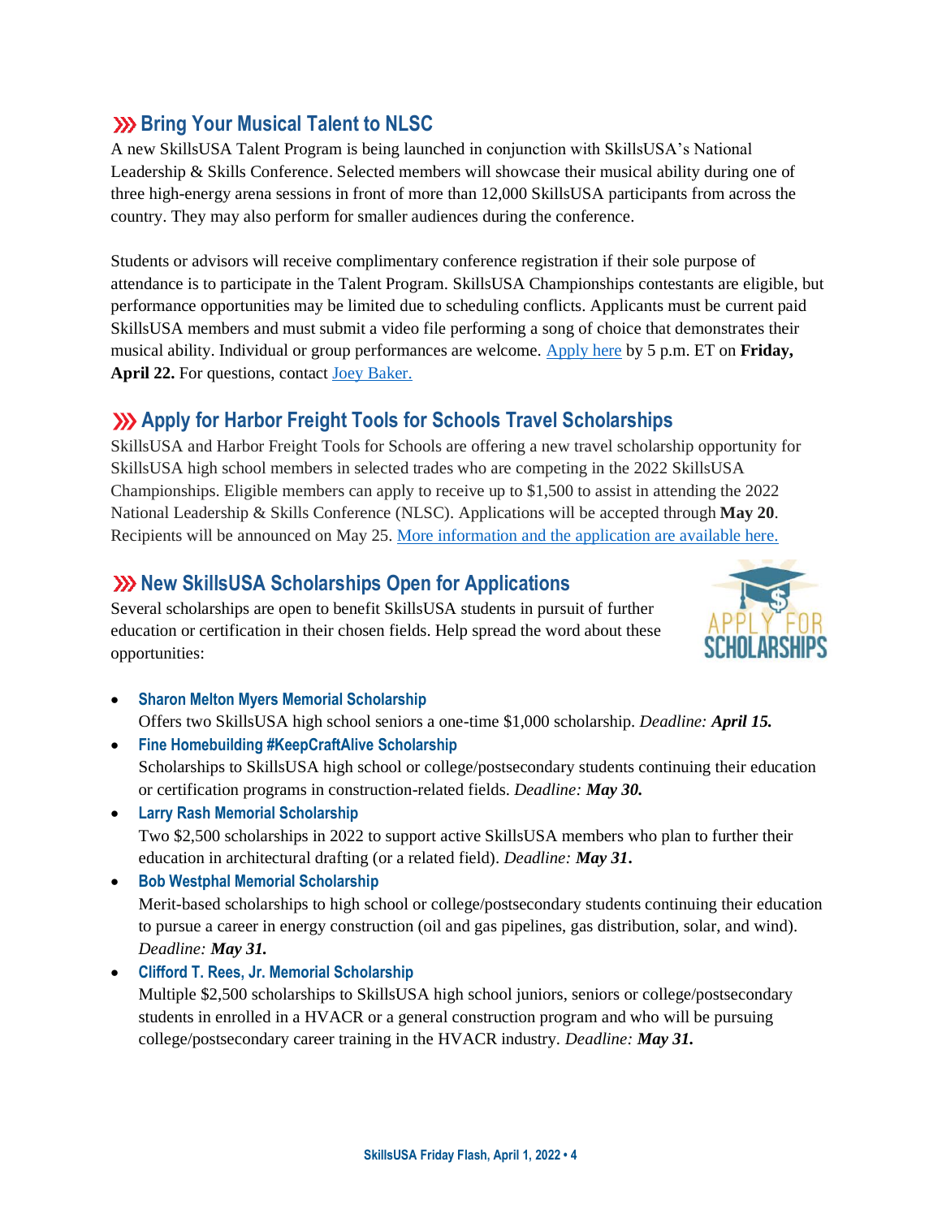## ⟩⟩⟩ Bring Your Musical Talent to NLSC

A new SkillsUSA Talent Program is being launched in conjunction with SkillsUSA's National Leadership & Skills Conference. Selected members will showcase their musical ability during one of three high-energy arena sessions in front of more than 12,000 SkillsUSA participants from across the country. They may also perform for smaller audiences during the conference.

Students or advisors will receive complimentary conference registration if their sole purpose of attendance is to participate in the Talent Program. SkillsUSA Championships contestants are eligible, but performance opportunities may be limited due to scheduling conflicts. Applicants must be current paid SkillsUSA members and must submit a video file performing a song of choice that demonstrates their musical ability. Individual or group performances are welcome. Apply here by 5 p.m. ET on **Friday, April 22.** For questions, contact Joey Baker.

## ⟩⟩⟩ Apply for Harbor Freight Tools for Schools Travel Scholarships

SkillsUSA and Harbor Freight Tools for Schools are offering a new travel scholarship opportunity for SkillsUSA high school members in selected trades who are competing in the 2022 SkillsUSA Championships. Eligible members can apply to receive up to $1,500 to assist in attending the 2022 National Leadership & Skills Conference (NLSC). Applications will be accepted through **May 20**. Recipients will be announced on May 25. More information and the application are available here.

## ⟩⟩⟩ New SkillsUSA Scholarships Open for Applications

Several scholarships are open to benefit SkillsUSA students in pursuit of further education or certification in their chosen fields. Help spread the word about these opportunities:

- **Sharon Melton Myers Memorial Scholarship**
  Offers two SkillsUSA high school seniors a one-time $1,000 scholarship. *Deadline:* ***April 15.***
- **Fine Homebuilding #KeepCraftAlive Scholarship**
  Scholarships to SkillsUSA high school or college/postsecondary students continuing their education or certification programs in construction-related fields. *Deadline:* ***May 30.***
- **Larry Rash Memorial Scholarship**
  Two $2,500 scholarships in 2022 to support active SkillsUSA members who plan to further their education in architectural drafting (or a related field). *Deadline:* ***May 31.***
- **Bob Westphal Memorial Scholarship**
  Merit-based scholarships to high school or college/postsecondary students continuing their education to pursue a career in energy construction (oil and gas pipelines, gas distribution, solar, and wind). *Deadline:* ***May 31.***
- **Clifford T. Rees, Jr. Memorial Scholarship**
  Multiple $2,500 scholarships to SkillsUSA high school juniors, seniors or college/postsecondary students in enrolled in a HVACR or a general construction program and who will be pursuing college/postsecondary career training in the HVACR industry. *Deadline:* ***May 31.***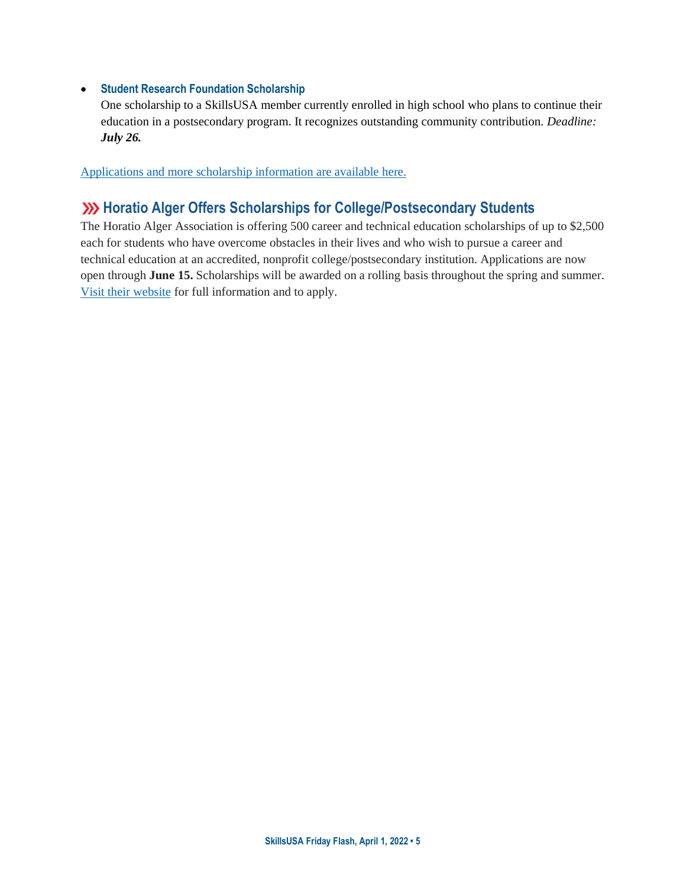- **Student Research Foundation Scholarship**
  One scholarship to a SkillsUSA member currently enrolled in high school who plans to continue their education in a postsecondary program. It recognizes outstanding community contribution. *Deadline:* ***July 26.***

Applications and more scholarship information are available here.

## ››› Horatio Alger Offers Scholarships for College/Postsecondary Students

The Horatio Alger Association is offering 500 career and technical education scholarships of up to $2,500 each for students who have overcome obstacles in their lives and who wish to pursue a career and technical education at an accredited, nonprofit college/postsecondary institution. Applications are now open through **June 15.** Scholarships will be awarded on a rolling basis throughout the spring and summer. Visit their website for full information and to apply.